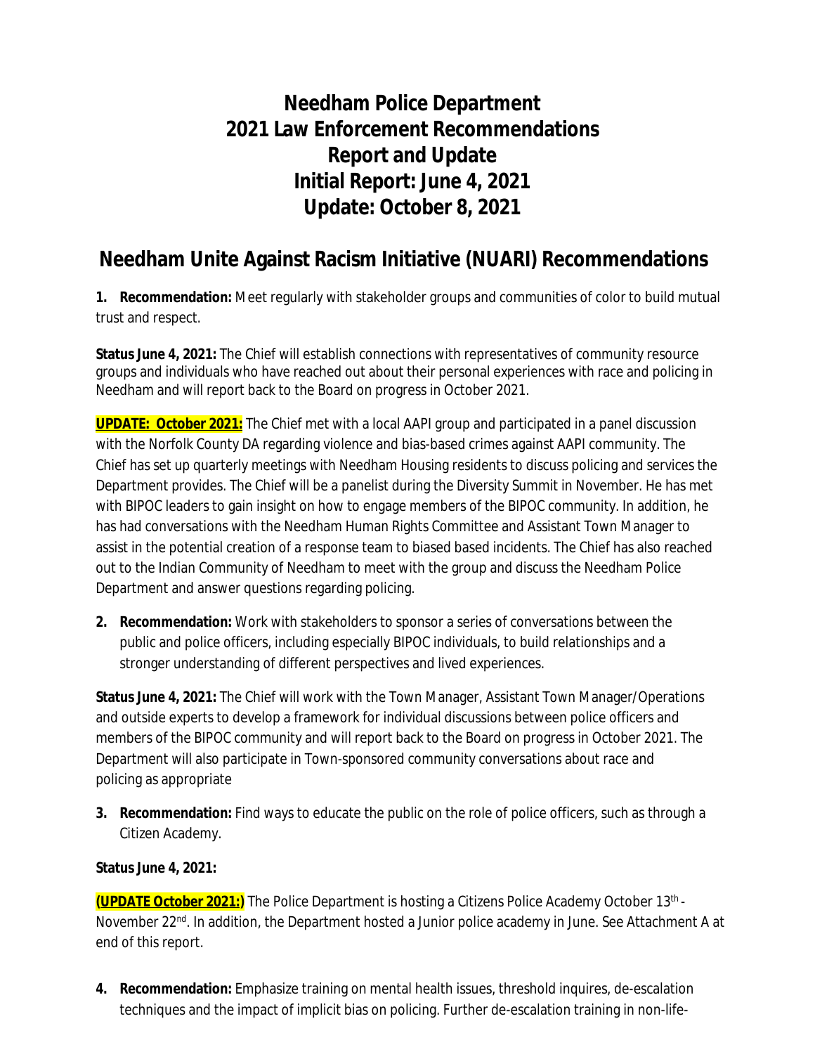# Needham Police Department
# 2021 Law Enforcement Recommendations
# Report and Update
# Initial Report: June 4, 2021
# Update: October 8, 2021

## Needham Unite Against Racism Initiative (NUARI) Recommendations

**1. Recommendation:** Meet regularly with stakeholder groups and communities of color to build mutual trust and respect.

**Status June 4, 2021:** The Chief will establish connections with representatives of community resource groups and individuals who have reached out about their personal experiences with race and policing in Needham and will report back to the Board on progress in October 2021.

**UPDATE: October 2021:** The Chief met with a local AAPI group and participated in a panel discussion with the Norfolk County DA regarding violence and bias-based crimes against AAPI community. The Chief has set up quarterly meetings with Needham Housing residents to discuss policing and services the Department provides. The Chief will be a panelist during the Diversity Summit in November. He has met with BIPOC leaders to gain insight on how to engage members of the BIPOC community. In addition, he has had conversations with the Needham Human Rights Committee and Assistant Town Manager to assist in the potential creation of a response team to biased based incidents. The Chief has also reached out to the Indian Community of Needham to meet with the group and discuss the Needham Police Department and answer questions regarding policing.

**2. Recommendation:** Work with stakeholders to sponsor a series of conversations between the public and police officers, including especially BIPOC individuals, to build relationships and a stronger understanding of different perspectives and lived experiences.

**Status June 4, 2021:** The Chief will work with the Town Manager, Assistant Town Manager/Operations and outside experts to develop a framework for individual discussions between police officers and members of the BIPOC community and will report back to the Board on progress in October 2021. The Department will also participate in Town-sponsored community conversations about race and policing as appropriate

**3. Recommendation:** Find ways to educate the public on the role of police officers, such as through a Citizen Academy.

**Status June 4, 2021:**

**(UPDATE October 2021:)** The Police Department is hosting a Citizens Police Academy October 13th - November 22nd. In addition, the Department hosted a Junior police academy in June. See Attachment A at end of this report.

**4. Recommendation:** Emphasize training on mental health issues, threshold inquires, de-escalation techniques and the impact of implicit bias on policing. Further de-escalation training in non-life-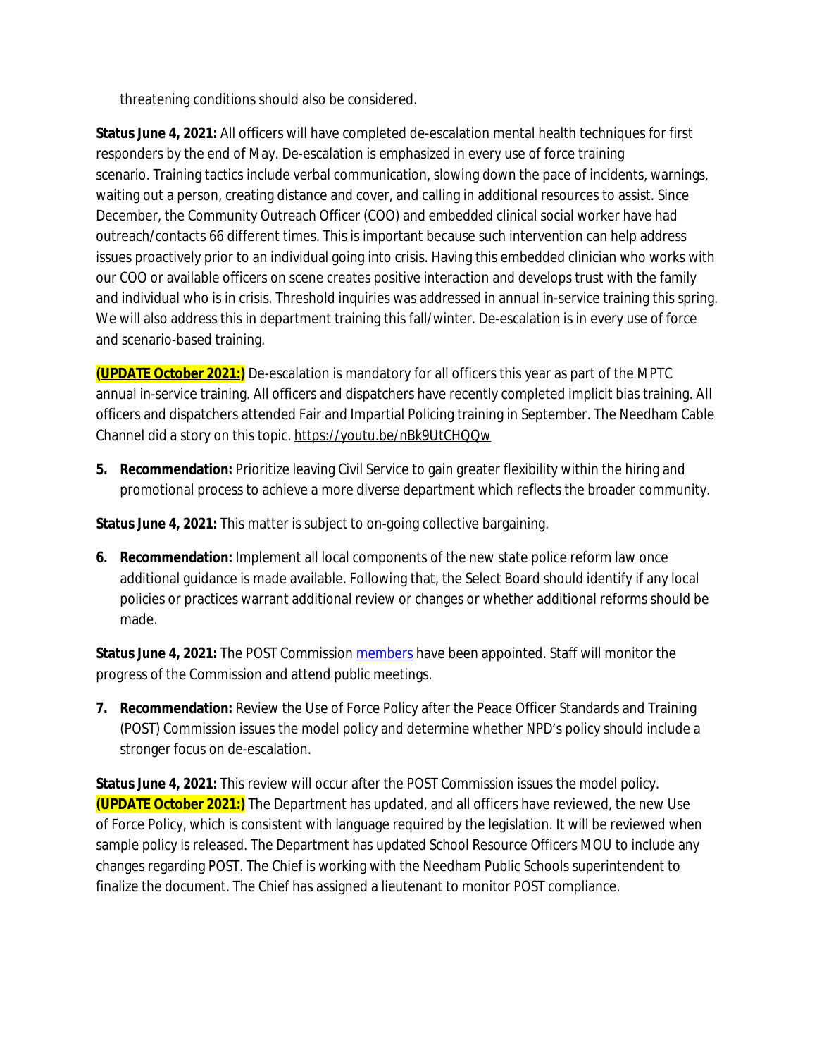threatening conditions should also be considered.

**Status June 4, 2021:** All officers will have completed de-escalation mental health techniques for first responders by the end of May. De-escalation is emphasized in every use of force training scenario. Training tactics include verbal communication, slowing down the pace of incidents, warnings, waiting out a person, creating distance and cover, and calling in additional resources to assist. Since December, the Community Outreach Officer (COO) and embedded clinical social worker have had outreach/contacts 66 different times. This is important because such intervention can help address issues proactively prior to an individual going into crisis. Having this embedded clinician who works with our COO or available officers on scene creates positive interaction and develops trust with the family and individual who is in crisis. Threshold inquiries was addressed in annual in-service training this spring. We will also address this in department training this fall/winter. De-escalation is in every use of force and scenario-based training.

**(UPDATE October 2021:)** De-escalation is mandatory for all officers this year as part of the MPTC annual in-service training. All officers and dispatchers have recently completed implicit bias training. All officers and dispatchers attended Fair and Impartial Policing training in September. The Needham Cable Channel did a story on this topic. https://youtu.be/nBk9UtCHQQw

5. **Recommendation:** Prioritize leaving Civil Service to gain greater flexibility within the hiring and promotional process to achieve a more diverse department which reflects the broader community.

**Status June 4, 2021:** This matter is subject to on-going collective bargaining.

6. **Recommendation:** Implement all local components of the new state police reform law once additional guidance is made available. Following that, the Select Board should identify if any local policies or practices warrant additional review or changes or whether additional reforms should be made.

**Status June 4, 2021:** The POST Commission members have been appointed. Staff will monitor the progress of the Commission and attend public meetings.

7. **Recommendation:** Review the Use of Force Policy after the Peace Officer Standards and Training (POST) Commission issues the model policy and determine whether NPD's policy should include a stronger focus on de-escalation.

**Status June 4, 2021:** This review will occur after the POST Commission issues the model policy. **(UPDATE October 2021:)** The Department has updated, and all officers have reviewed, the new Use of Force Policy, which is consistent with language required by the legislation. It will be reviewed when sample policy is released. The Department has updated School Resource Officers MOU to include any changes regarding POST. The Chief is working with the Needham Public Schools superintendent to finalize the document. The Chief has assigned a lieutenant to monitor POST compliance.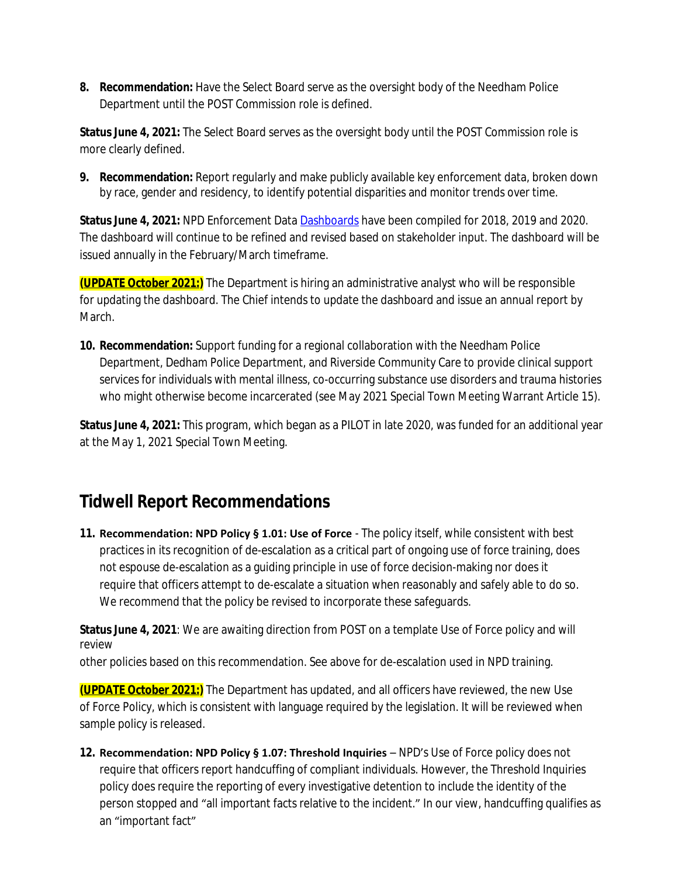8. **Recommendation:** Have the Select Board serve as the oversight body of the Needham Police Department until the POST Commission role is defined.

**Status June 4, 2021:** The Select Board serves as the oversight body until the POST Commission role is more clearly defined.

9. **Recommendation:** Report regularly and make publicly available key enforcement data, broken down by race, gender and residency, to identify potential disparities and monitor trends over time.

**Status June 4, 2021:** NPD Enforcement Data Dashboards have been compiled for 2018, 2019 and 2020. The dashboard will continue to be refined and revised based on stakeholder input. The dashboard will be issued annually in the February/March timeframe.

**(UPDATE October 2021:)** The Department is hiring an administrative analyst who will be responsible for updating the dashboard. The Chief intends to update the dashboard and issue an annual report by March.

10. **Recommendation:** Support funding for a regional collaboration with the Needham Police Department, Dedham Police Department, and Riverside Community Care to provide clinical support services for individuals with mental illness, co-occurring substance use disorders and trauma histories who might otherwise become incarcerated (see May 2021 Special Town Meeting Warrant Article 15).

**Status June 4, 2021:** This program, which began as a PILOT in late 2020, was funded for an additional year at the May 1, 2021 Special Town Meeting.

## Tidwell Report Recommendations

11. **Recommendation: NPD Policy § 1.01: Use of Force** - The policy itself, while consistent with best practices in its recognition of de-escalation as a critical part of ongoing use of force training, does not espouse de-escalation as a guiding principle in use of force decision-making nor does it require that officers attempt to de-escalate a situation when reasonably and safely able to do so. We recommend that the policy be revised to incorporate these safeguards.

**Status June 4, 2021**: We are awaiting direction from POST on a template Use of Force policy and will review other policies based on this recommendation. See above for de-escalation used in NPD training.

**(UPDATE October 2021:)** The Department has updated, and all officers have reviewed, the new Use of Force Policy, which is consistent with language required by the legislation. It will be reviewed when sample policy is released.

12. **Recommendation: NPD Policy § 1.07: Threshold Inquiries** – NPD's Use of Force policy does not require that officers report handcuffing of compliant individuals. However, the Threshold Inquiries policy does require the reporting of every investigative detention to include the identity of the person stopped and "all important facts relative to the incident." In our view, handcuffing qualifies as an "important fact"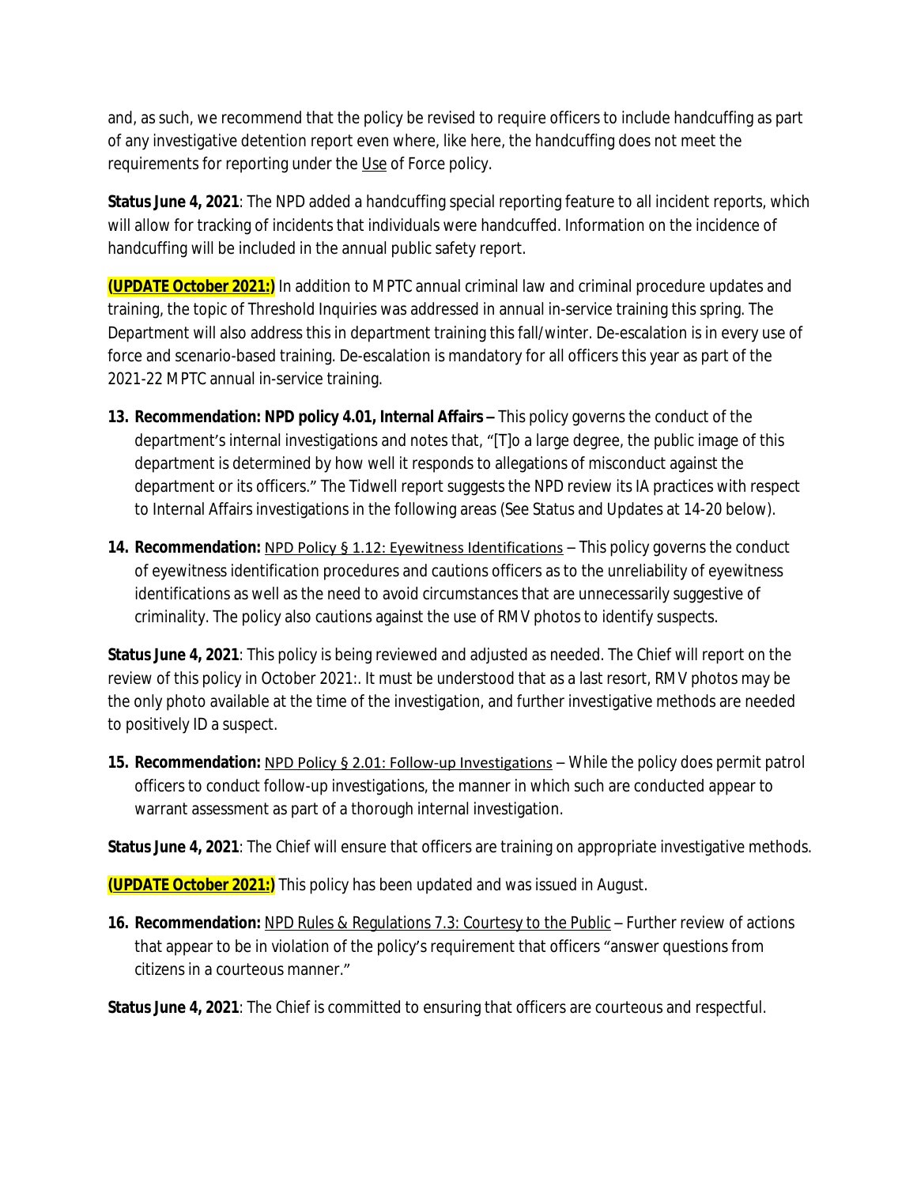and, as such, we recommend that the policy be revised to require officers to include handcuffing as part of any investigative detention report even where, like here, the handcuffing does not meet the requirements for reporting under the Use of Force policy.

**Status June 4, 2021**: The NPD added a handcuffing special reporting feature to all incident reports, which will allow for tracking of incidents that individuals were handcuffed. Information on the incidence of handcuffing will be included in the annual public safety report.

**(UPDATE October 2021:)** In addition to MPTC annual criminal law and criminal procedure updates and training, the topic of Threshold Inquiries was addressed in annual in-service training this spring. The Department will also address this in department training this fall/winter. De-escalation is in every use of force and scenario-based training. De-escalation is mandatory for all officers this year as part of the 2021-22 MPTC annual in-service training.

13. **Recommendation: NPD policy 4.01, Internal Affairs –** This policy governs the conduct of the department's internal investigations and notes that, "[T]o a large degree, the public image of this department is determined by how well it responds to allegations of misconduct against the department or its officers." The Tidwell report suggests the NPD review its IA practices with respect to Internal Affairs investigations in the following areas (See Status and Updates at 14-20 below).

14. **Recommendation:** NPD Policy § 1.12: Eyewitness Identifications – This policy governs the conduct of eyewitness identification procedures and cautions officers as to the unreliability of eyewitness identifications as well as the need to avoid circumstances that are unnecessarily suggestive of criminality. The policy also cautions against the use of RMV photos to identify suspects.

**Status June 4, 2021**: This policy is being reviewed and adjusted as needed. The Chief will report on the review of this policy in October 2021:. It must be understood that as a last resort, RMV photos may be the only photo available at the time of the investigation, and further investigative methods are needed to positively ID a suspect.

15. **Recommendation:** NPD Policy § 2.01: Follow-up Investigations – While the policy does permit patrol officers to conduct follow-up investigations, the manner in which such are conducted appear to warrant assessment as part of a thorough internal investigation.

**Status June 4, 2021**: The Chief will ensure that officers are training on appropriate investigative methods.

**(UPDATE October 2021:)** This policy has been updated and was issued in August.

16. **Recommendation:** NPD Rules & Regulations 7.3: Courtesy to the Public – Further review of actions that appear to be in violation of the policy's requirement that officers "answer questions from citizens in a courteous manner."

**Status June 4, 2021**: The Chief is committed to ensuring that officers are courteous and respectful.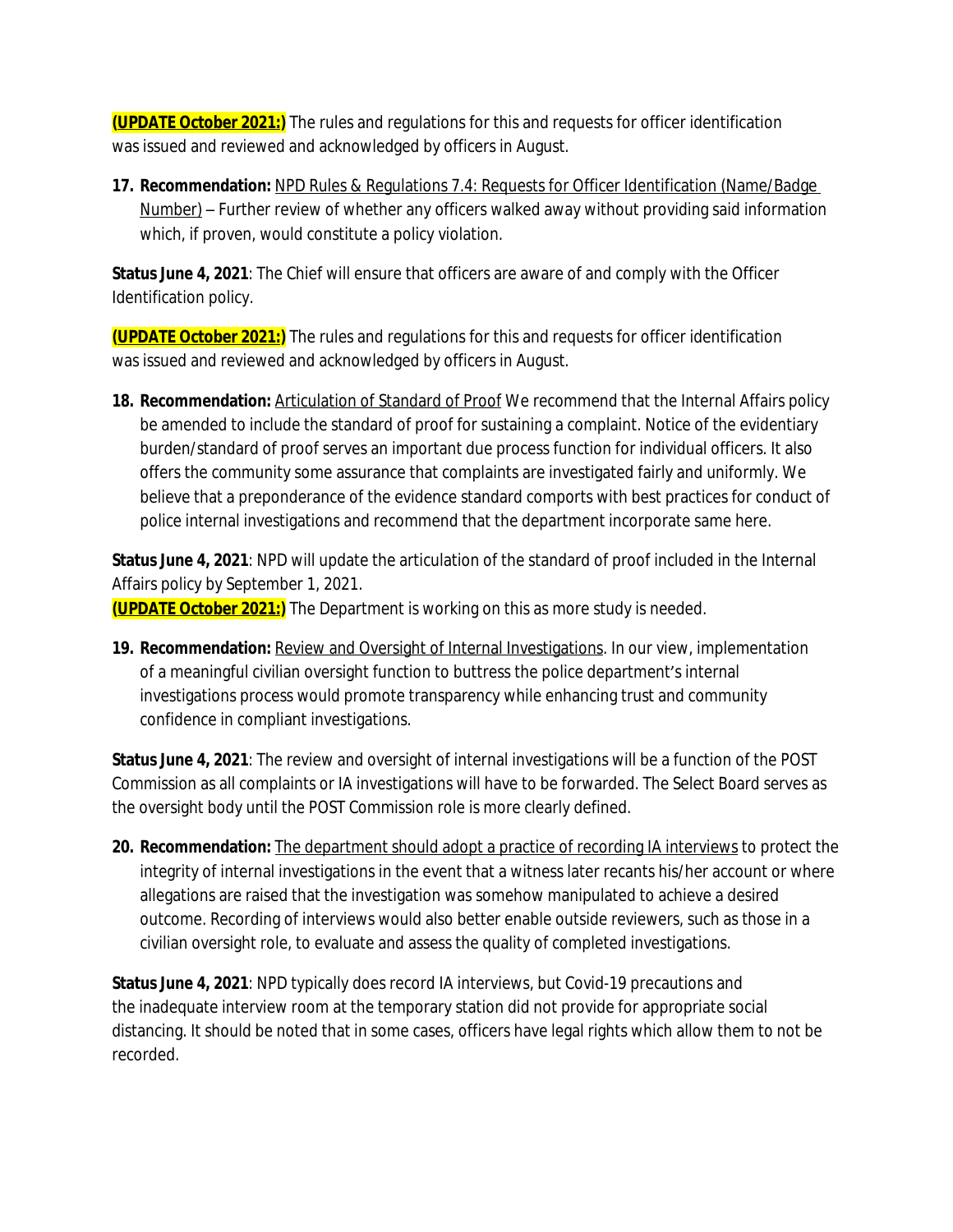**(UPDATE October 2021:)** The rules and regulations for this and requests for officer identification was issued and reviewed and acknowledged by officers in August.

17. **Recommendation:** NPD Rules & Regulations 7.4: Requests for Officer Identification (Name/Badge Number) – Further review of whether any officers walked away without providing said information which, if proven, would constitute a policy violation.

**Status June 4, 2021**: The Chief will ensure that officers are aware of and comply with the Officer Identification policy.

**(UPDATE October 2021:)** The rules and regulations for this and requests for officer identification was issued and reviewed and acknowledged by officers in August.

18. **Recommendation:** Articulation of Standard of Proof We recommend that the Internal Affairs policy be amended to include the standard of proof for sustaining a complaint. Notice of the evidentiary burden/standard of proof serves an important due process function for individual officers. It also offers the community some assurance that complaints are investigated fairly and uniformly. We believe that a preponderance of the evidence standard comports with best practices for conduct of police internal investigations and recommend that the department incorporate same here.

**Status June 4, 2021**: NPD will update the articulation of the standard of proof included in the Internal Affairs policy by September 1, 2021.
**(UPDATE October 2021:)** The Department is working on this as more study is needed.

19. **Recommendation:** Review and Oversight of Internal Investigations. In our view, implementation of a meaningful civilian oversight function to buttress the police department's internal investigations process would promote transparency while enhancing trust and community confidence in compliant investigations.

**Status June 4, 2021**: The review and oversight of internal investigations will be a function of the POST Commission as all complaints or IA investigations will have to be forwarded. The Select Board serves as the oversight body until the POST Commission role is more clearly defined.

20. **Recommendation:** The department should adopt a practice of recording IA interviews to protect the integrity of internal investigations in the event that a witness later recants his/her account or where allegations are raised that the investigation was somehow manipulated to achieve a desired outcome. Recording of interviews would also better enable outside reviewers, such as those in a civilian oversight role, to evaluate and assess the quality of completed investigations.

**Status June 4, 2021**: NPD typically does record IA interviews, but Covid-19 precautions and the inadequate interview room at the temporary station did not provide for appropriate social distancing. It should be noted that in some cases, officers have legal rights which allow them to not be recorded.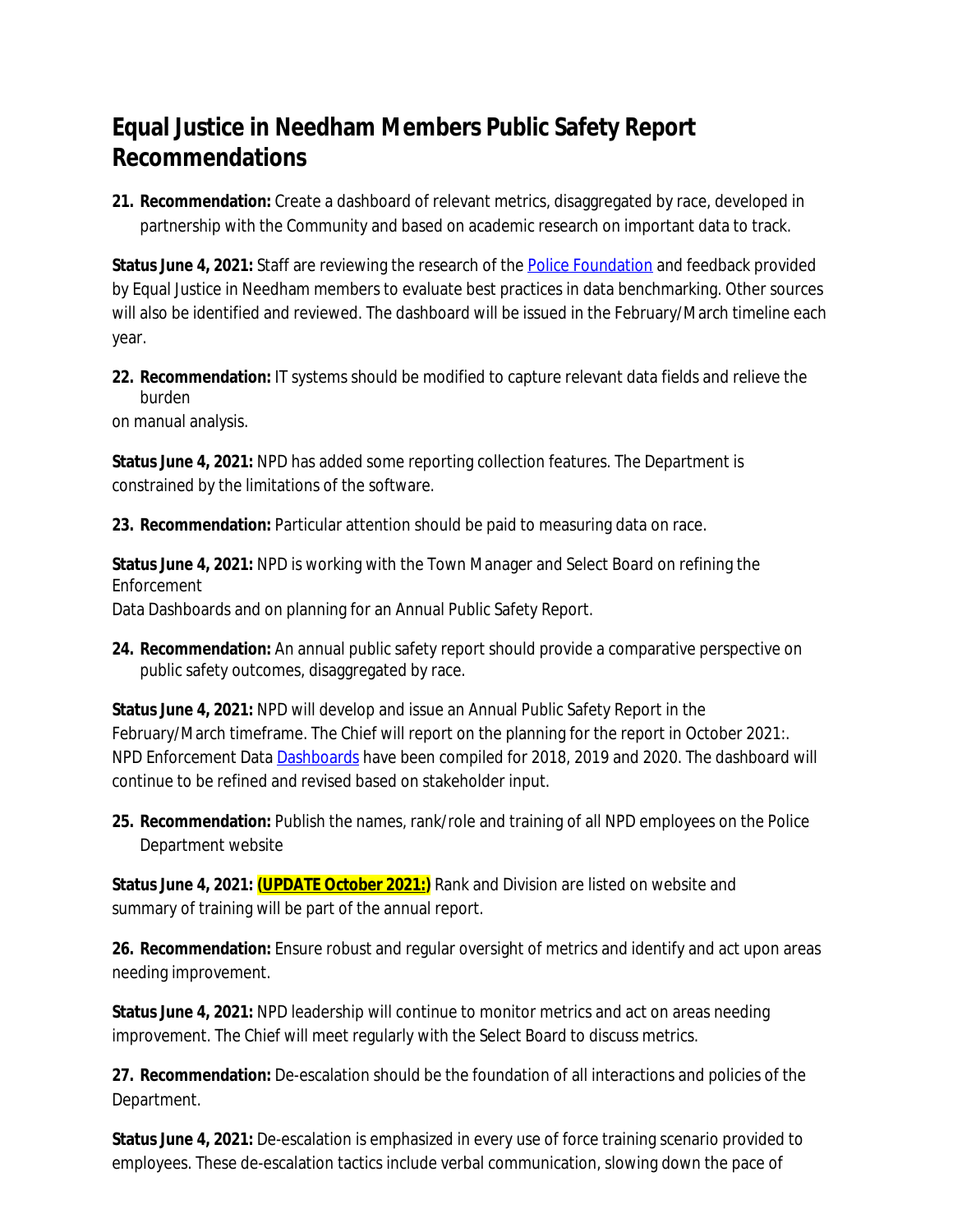# Equal Justice in Needham Members Public Safety Report Recommendations

21. **Recommendation:** Create a dashboard of relevant metrics, disaggregated by race, developed in partnership with the Community and based on academic research on important data to track.

**Status June 4, 2021:** Staff are reviewing the research of the Police Foundation and feedback provided by Equal Justice in Needham members to evaluate best practices in data benchmarking. Other sources will also be identified and reviewed. The dashboard will be issued in the February/March timeline each year.

22. **Recommendation:** IT systems should be modified to capture relevant data fields and relieve the burden on manual analysis.

**Status June 4, 2021:** NPD has added some reporting collection features. The Department is constrained by the limitations of the software.

23. **Recommendation:** Particular attention should be paid to measuring data on race.

**Status June 4, 2021:** NPD is working with the Town Manager and Select Board on refining the Enforcement Data Dashboards and on planning for an Annual Public Safety Report.

24. **Recommendation:** An annual public safety report should provide a comparative perspective on public safety outcomes, disaggregated by race.

**Status June 4, 2021:** NPD will develop and issue an Annual Public Safety Report in the February/March timeframe. The Chief will report on the planning for the report in October 2021:. NPD Enforcement Data Dashboards have been compiled for 2018, 2019 and 2020. The dashboard will continue to be refined and revised based on stakeholder input.

25. **Recommendation:** Publish the names, rank/role and training of all NPD employees on the Police Department website

**Status June 4, 2021:** **(UPDATE October 2021:)** Rank and Division are listed on website and summary of training will be part of the annual report.

26. **Recommendation:** Ensure robust and regular oversight of metrics and identify and act upon areas needing improvement.

**Status June 4, 2021:** NPD leadership will continue to monitor metrics and act on areas needing improvement. The Chief will meet regularly with the Select Board to discuss metrics.

27. **Recommendation:** De-escalation should be the foundation of all interactions and policies of the Department.

**Status June 4, 2021:** De-escalation is emphasized in every use of force training scenario provided to employees. These de-escalation tactics include verbal communication, slowing down the pace of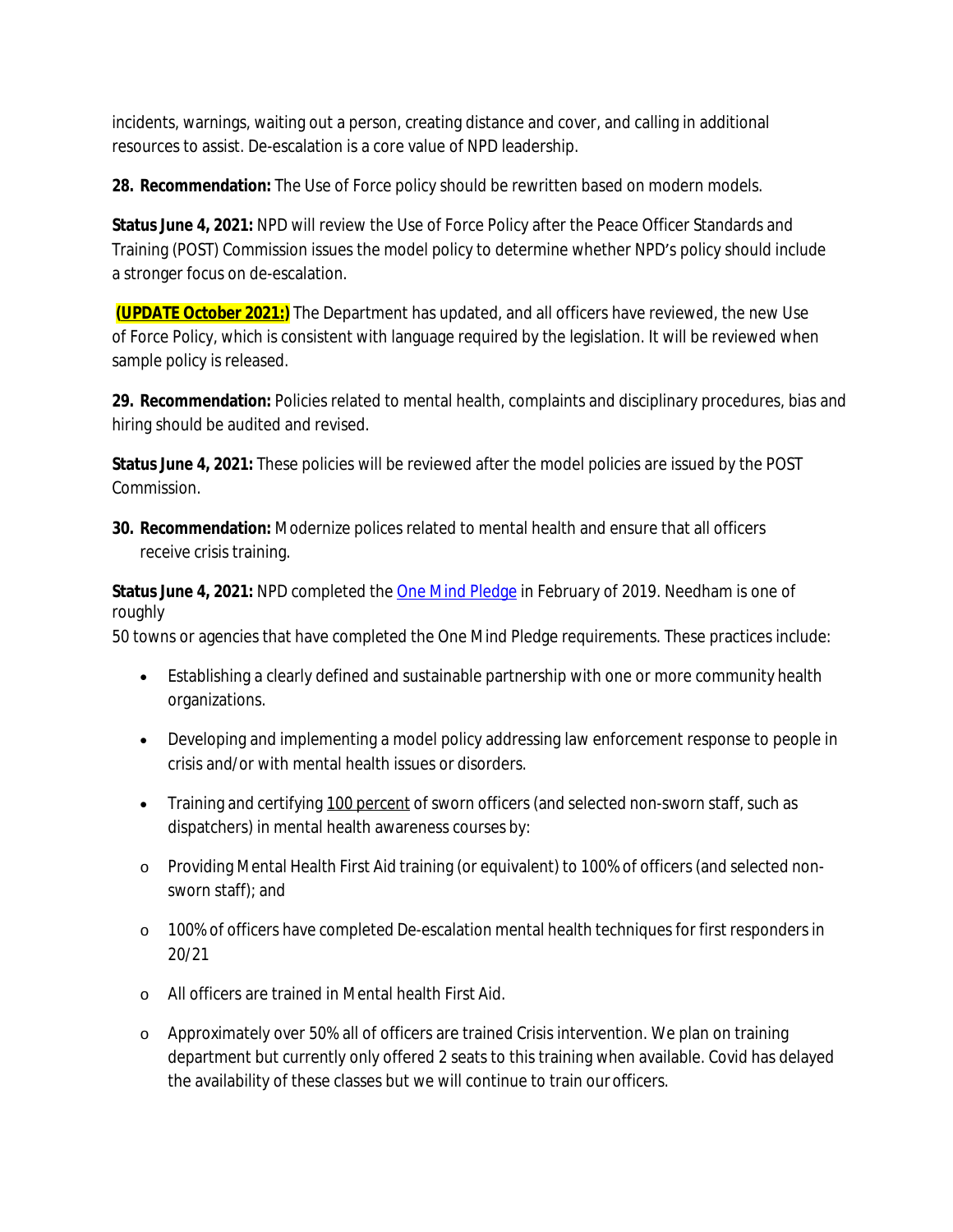incidents, warnings, waiting out a person, creating distance and cover, and calling in additional resources to assist. De-escalation is a core value of NPD leadership.

**28. Recommendation:** The Use of Force policy should be rewritten based on modern models.

**Status June 4, 2021:** NPD will review the Use of Force Policy after the Peace Officer Standards and Training (POST) Commission issues the model policy to determine whether NPD's policy should include a stronger focus on de-escalation.

**(UPDATE October 2021:)** The Department has updated, and all officers have reviewed, the new Use of Force Policy, which is consistent with language required by the legislation. It will be reviewed when sample policy is released.

**29. Recommendation:** Policies related to mental health, complaints and disciplinary procedures, bias and hiring should be audited and revised.

**Status June 4, 2021:** These policies will be reviewed after the model policies are issued by the POST Commission.

**30. Recommendation:** Modernize polices related to mental health and ensure that all officers receive crisis training.

**Status June 4, 2021:** NPD completed the One Mind Pledge in February of 2019. Needham is one of roughly 50 towns or agencies that have completed the One Mind Pledge requirements. These practices include:

- Establishing a clearly defined and sustainable partnership with one or more community health organizations.
- Developing and implementing a model policy addressing law enforcement response to people in crisis and/or with mental health issues or disorders.
- Training and certifying 100 percent of sworn officers (and selected non-sworn staff, such as dispatchers) in mental health awareness courses by:
  - Providing Mental Health First Aid training (or equivalent) to 100% of officers (and selected non-sworn staff); and
  - 100% of officers have completed De-escalation mental health techniques for first responders in 20/21
  - All officers are trained in Mental health First Aid.
  - Approximately over 50% all of officers are trained Crisis intervention. We plan on training department but currently only offered 2 seats to this training when available. Covid has delayed the availability of these classes but we will continue to train our officers.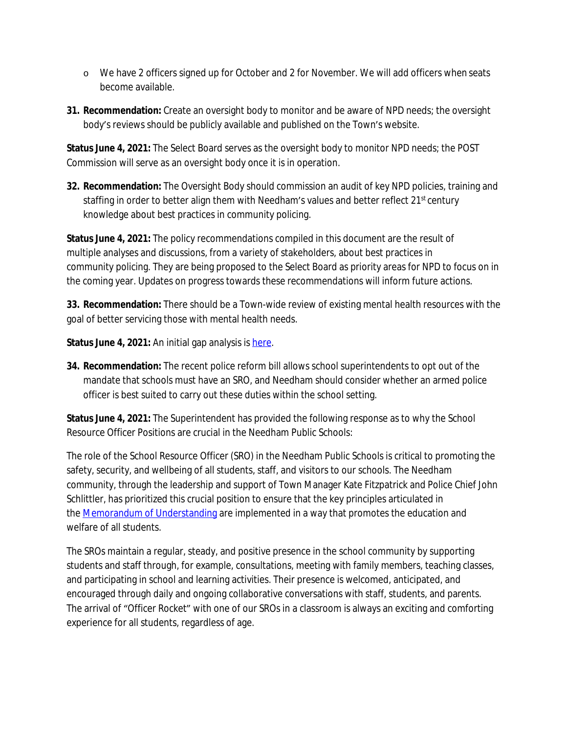- We have 2 officers signed up for October and 2 for November. We will add officers when seats become available.

31. **Recommendation:** Create an oversight body to monitor and be aware of NPD needs; the oversight body's reviews should be publicly available and published on the Town's website.

**Status June 4, 2021:** The Select Board serves as the oversight body to monitor NPD needs; the POST Commission will serve as an oversight body once it is in operation.

32. **Recommendation:** The Oversight Body should commission an audit of key NPD policies, training and staffing in order to better align them with Needham's values and better reflect 21st century knowledge about best practices in community policing.

**Status June 4, 2021:** The policy recommendations compiled in this document are the result of multiple analyses and discussions, from a variety of stakeholders, about best practices in community policing. They are being proposed to the Select Board as priority areas for NPD to focus on in the coming year. Updates on progress towards these recommendations will inform future actions.

33. **Recommendation:** There should be a Town-wide review of existing mental health resources with the goal of better servicing those with mental health needs.

**Status June 4, 2021:** An initial gap analysis is [here](#).

34. **Recommendation:** The recent police reform bill allows school superintendents to opt out of the mandate that schools must have an SRO, and Needham should consider whether an armed police officer is best suited to carry out these duties within the school setting.

**Status June 4, 2021:** The Superintendent has provided the following response as to why the School Resource Officer Positions are crucial in the Needham Public Schools:

The role of the School Resource Officer (SRO) in the Needham Public Schools is critical to promoting the safety, security, and wellbeing of all students, staff, and visitors to our schools. The Needham community, through the leadership and support of Town Manager Kate Fitzpatrick and Police Chief John Schlittler, has prioritized this crucial position to ensure that the key principles articulated in the [Memorandum of Understanding](#) are implemented in a way that promotes the education and welfare of all students.

The SROs maintain a regular, steady, and positive presence in the school community by supporting students and staff through, for example, consultations, meeting with family members, teaching classes, and participating in school and learning activities. Their presence is welcomed, anticipated, and encouraged through daily and ongoing collaborative conversations with staff, students, and parents. The arrival of "Officer Rocket" with one of our SROs in a classroom is always an exciting and comforting experience for all students, regardless of age.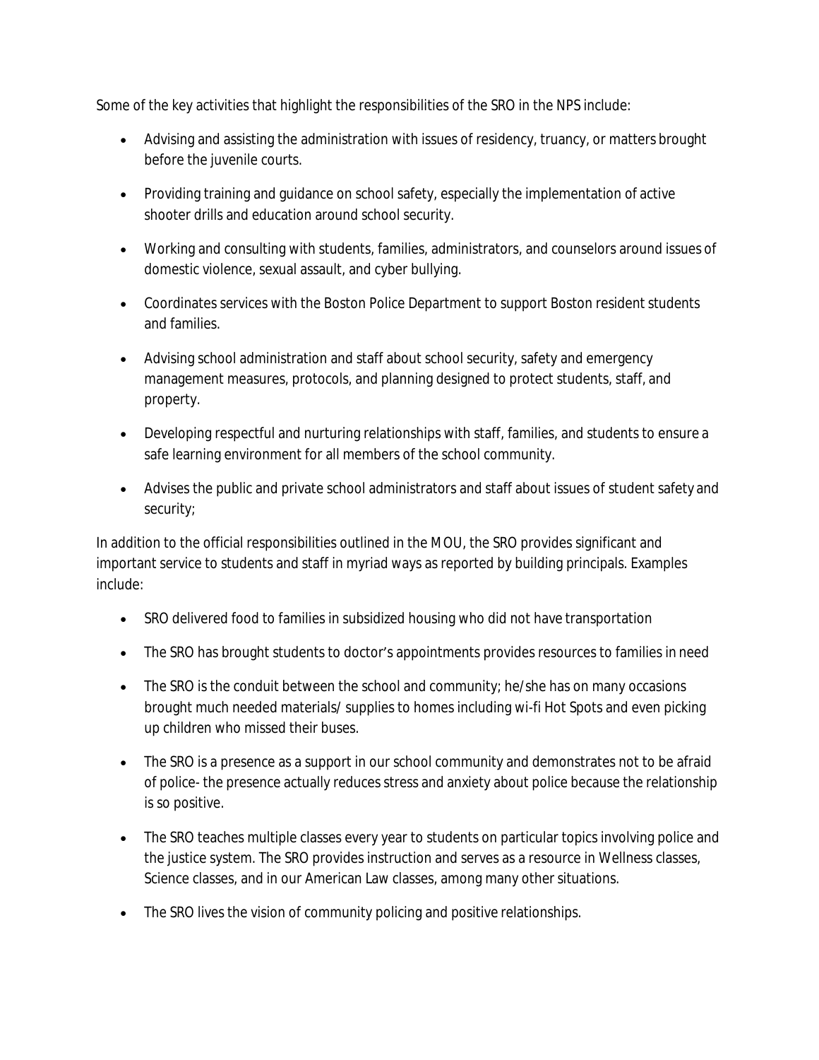Some of the key activities that highlight the responsibilities of the SRO in the NPS include:

- Advising and assisting the administration with issues of residency, truancy, or matters brought before the juvenile courts.
- Providing training and guidance on school safety, especially the implementation of active shooter drills and education around school security.
- Working and consulting with students, families, administrators, and counselors around issues of domestic violence, sexual assault, and cyber bullying.
- Coordinates services with the Boston Police Department to support Boston resident students and families.
- Advising school administration and staff about school security, safety and emergency management measures, protocols, and planning designed to protect students, staff, and property.
- Developing respectful and nurturing relationships with staff, families, and students to ensure a safe learning environment for all members of the school community.
- Advises the public and private school administrators and staff about issues of student safety and security;

In addition to the official responsibilities outlined in the MOU, the SRO provides significant and important service to students and staff in myriad ways as reported by building principals. Examples include:

- SRO delivered food to families in subsidized housing who did not have transportation
- The SRO has brought students to doctor's appointments provides resources to families in need
- The SRO is the conduit between the school and community; he/she has on many occasions brought much needed materials/ supplies to homes including wi-fi Hot Spots and even picking up children who missed their buses.
- The SRO is a presence as a support in our school community and demonstrates not to be afraid of police- the presence actually reduces stress and anxiety about police because the relationship is so positive.
- The SRO teaches multiple classes every year to students on particular topics involving police and the justice system. The SRO provides instruction and serves as a resource in Wellness classes, Science classes, and in our American Law classes, among many other situations.
- The SRO lives the vision of community policing and positive relationships.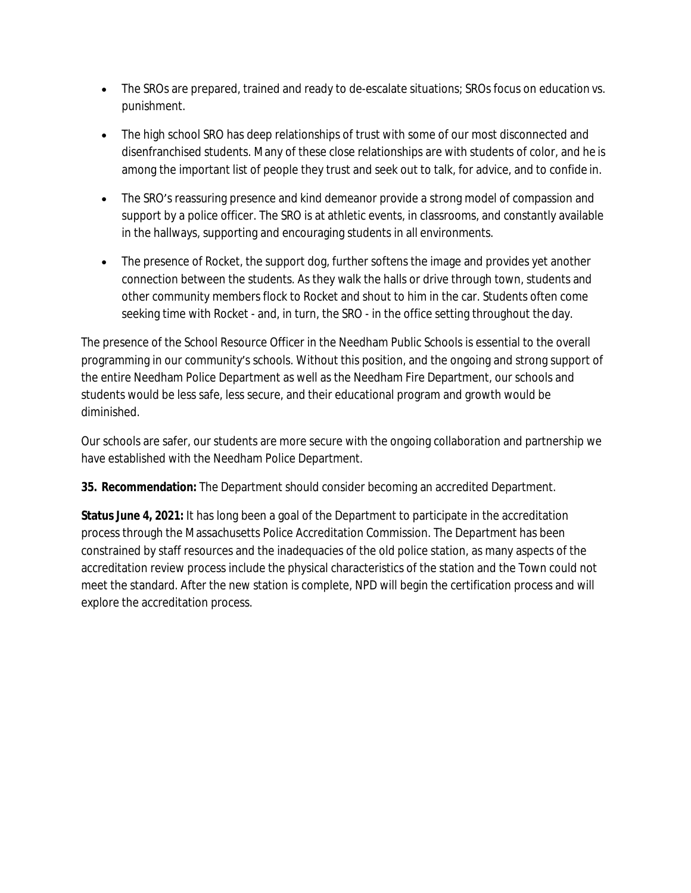- The SROs are prepared, trained and ready to de-escalate situations; SROs focus on education vs. punishment.
- The high school SRO has deep relationships of trust with some of our most disconnected and disenfranchised students. Many of these close relationships are with students of color, and he is among the important list of people they trust and seek out to talk, for advice, and to confide in.
- The SRO's reassuring presence and kind demeanor provide a strong model of compassion and support by a police officer. The SRO is at athletic events, in classrooms, and constantly available in the hallways, supporting and encouraging students in all environments.
- The presence of Rocket, the support dog, further softens the image and provides yet another connection between the students. As they walk the halls or drive through town, students and other community members flock to Rocket and shout to him in the car. Students often come seeking time with Rocket - and, in turn, the SRO - in the office setting throughout the day.

The presence of the School Resource Officer in the Needham Public Schools is essential to the overall programming in our community's schools. Without this position, and the ongoing and strong support of the entire Needham Police Department as well as the Needham Fire Department, our schools and students would be less safe, less secure, and their educational program and growth would be diminished.

Our schools are safer, our students are more secure with the ongoing collaboration and partnership we have established with the Needham Police Department.

**35. Recommendation:** The Department should consider becoming an accredited Department.

**Status June 4, 2021:** It has long been a goal of the Department to participate in the accreditation process through the Massachusetts Police Accreditation Commission. The Department has been constrained by staff resources and the inadequacies of the old police station, as many aspects of the accreditation review process include the physical characteristics of the station and the Town could not meet the standard. After the new station is complete, NPD will begin the certification process and will explore the accreditation process.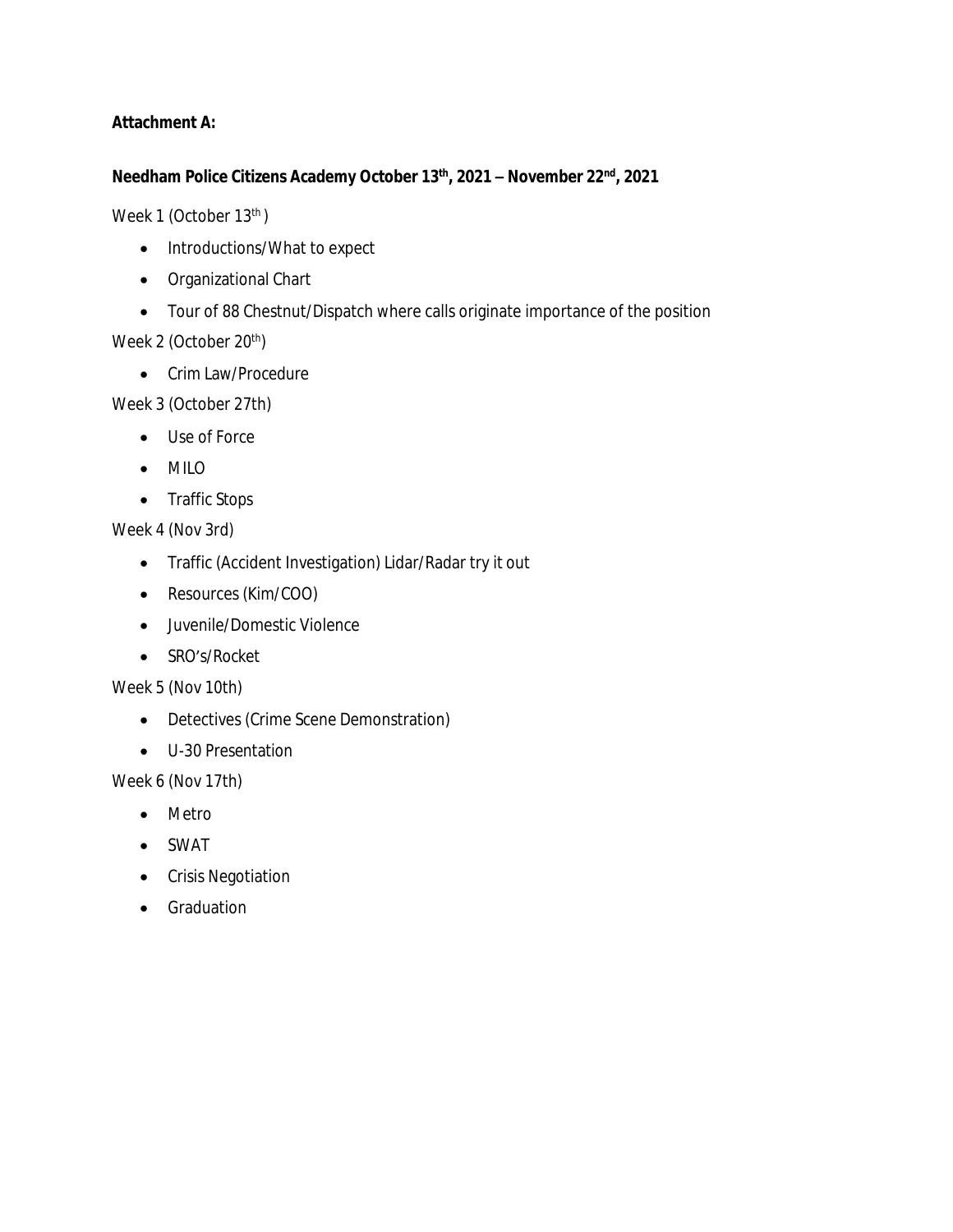**Attachment A:**

**Needham Police Citizens Academy October 13th, 2021 – November 22nd, 2021**

Week 1 (October 13th )

- Introductions/What to expect
- Organizational Chart
- Tour of 88 Chestnut/Dispatch where calls originate importance of the position

Week 2 (October 20th)

- Crim Law/Procedure

Week 3 (October 27th)

- Use of Force
- MILO
- Traffic Stops

Week 4 (Nov 3rd)

- Traffic (Accident Investigation) Lidar/Radar try it out
- Resources (Kim/COO)
- Juvenile/Domestic Violence
- SRO's/Rocket

Week 5 (Nov 10th)

- Detectives (Crime Scene Demonstration)
- U-30 Presentation

Week 6 (Nov 17th)

- Metro
- SWAT
- Crisis Negotiation
- Graduation